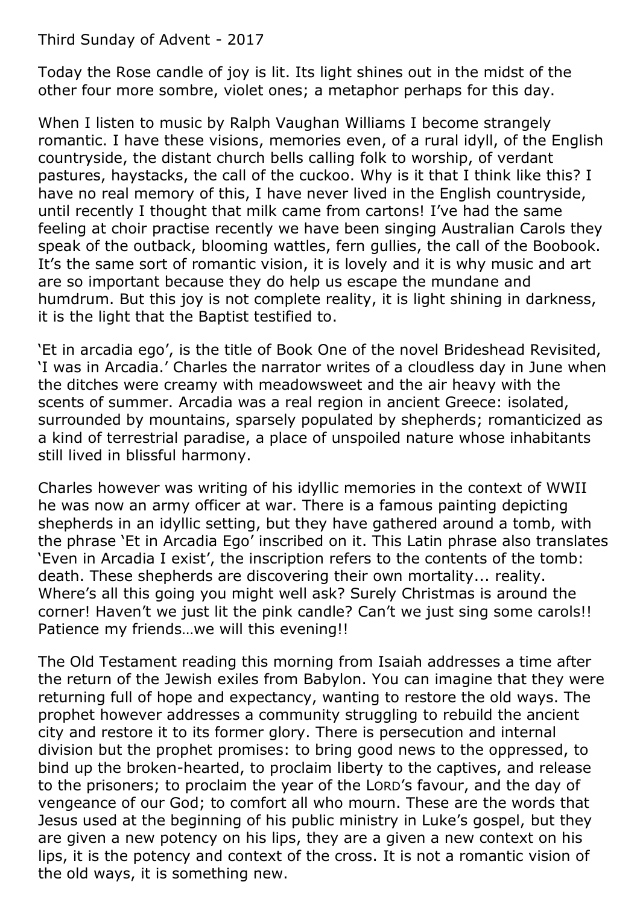Third Sunday of Advent - 2017

Today the Rose candle of joy is lit. Its light shines out in the midst of the other four more sombre, violet ones; a metaphor perhaps for this day.

When I listen to music by Ralph Vaughan Williams I become strangely romantic. I have these visions, memories even, of a rural idyll, of the English countryside, the distant church bells calling folk to worship, of verdant pastures, haystacks, the call of the cuckoo. Why is it that I think like this? I have no real memory of this, I have never lived in the English countryside, until recently I thought that milk came from cartons! I've had the same feeling at choir practise recently we have been singing Australian Carols they speak of the outback, blooming wattles, fern gullies, the call of the Boobook. It's the same sort of romantic vision, it is lovely and it is why music and art are so important because they do help us escape the mundane and humdrum. But this joy is not complete reality, it is light shining in darkness, it is the light that the Baptist testified to.

'Et in arcadia ego', is the title of Book One of the novel Brideshead Revisited, 'I was in Arcadia.' Charles the narrator writes of a cloudless day in June when the ditches were creamy with meadowsweet and the air heavy with the scents of summer. Arcadia was a real region in ancient Greece: isolated, surrounded by mountains, sparsely populated by shepherds; romanticized as a kind of terrestrial paradise, a place of unspoiled nature whose inhabitants still lived in blissful harmony.

Charles however was writing of his idyllic memories in the context of WWII he was now an army officer at war. There is a famous painting depicting shepherds in an idyllic setting, but they have gathered around a tomb, with the phrase 'Et in Arcadia Ego' inscribed on it. This Latin phrase also translates 'Even in Arcadia I exist', the inscription refers to the contents of the tomb: death. These shepherds are discovering their own mortality... reality. Where's all this going you might well ask? Surely Christmas is around the corner! Haven't we just lit the pink candle? Can't we just sing some carols!! Patience my friends…we will this evening!!

The Old Testament reading this morning from Isaiah addresses a time after the return of the Jewish exiles from Babylon. You can imagine that they were returning full of hope and expectancy, wanting to restore the old ways. The prophet however addresses a community struggling to rebuild the ancient city and restore it to its former glory. There is persecution and internal division but the prophet promises: to bring good news to the oppressed, to bind up the broken-hearted, to proclaim liberty to the captives, and release to the prisoners; to proclaim the year of the LORD's favour, and the day of vengeance of our God; to comfort all who mourn. These are the words that Jesus used at the beginning of his public ministry in Luke's gospel, but they are given a new potency on his lips, they are a given a new context on his lips, it is the potency and context of the cross. It is not a romantic vision of the old ways, it is something new.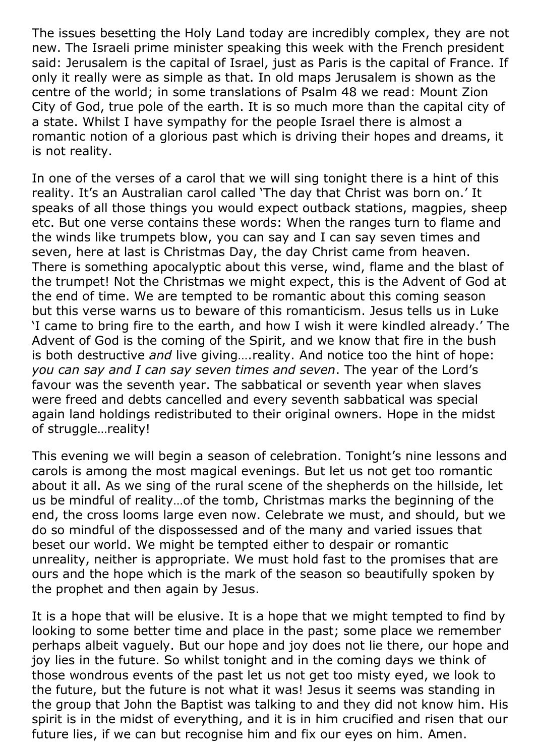The issues besetting the Holy Land today are incredibly complex, they are not new. The Israeli prime minister speaking this week with the French president said: Jerusalem is the capital of Israel, just as Paris is the capital of France. If only it really were as simple as that. In old maps Jerusalem is shown as the centre of the world; in some translations of Psalm 48 we read: Mount Zion City of God, true pole of the earth. It is so much more than the capital city of a state. Whilst I have sympathy for the people Israel there is almost a romantic notion of a glorious past which is driving their hopes and dreams, it is not reality.

In one of the verses of a carol that we will sing tonight there is a hint of this reality. It's an Australian carol called 'The day that Christ was born on.' It speaks of all those things you would expect outback stations, magpies, sheep etc. But one verse contains these words: When the ranges turn to flame and the winds like trumpets blow, you can say and I can say seven times and seven, here at last is Christmas Day, the day Christ came from heaven. There is something apocalyptic about this verse, wind, flame and the blast of the trumpet! Not the Christmas we might expect, this is the Advent of God at the end of time. We are tempted to be romantic about this coming season but this verse warns us to beware of this romanticism. Jesus tells us in Luke 'I came to bring fire to the earth, and how I wish it were kindled already.' The Advent of God is the coming of the Spirit, and we know that fire in the bush is both destructive *and* live giving….reality. And notice too the hint of hope: *you can say and I can say seven times and seven*. The year of the Lord's favour was the seventh year. The sabbatical or seventh year when slaves were freed and debts cancelled and every seventh sabbatical was special again land holdings redistributed to their original owners. Hope in the midst of struggle…reality!

This evening we will begin a season of celebration. Tonight's nine lessons and carols is among the most magical evenings. But let us not get too romantic about it all. As we sing of the rural scene of the shepherds on the hillside, let us be mindful of reality…of the tomb, Christmas marks the beginning of the end, the cross looms large even now. Celebrate we must, and should, but we do so mindful of the dispossessed and of the many and varied issues that beset our world. We might be tempted either to despair or romantic unreality, neither is appropriate. We must hold fast to the promises that are ours and the hope which is the mark of the season so beautifully spoken by the prophet and then again by Jesus.

It is a hope that will be elusive. It is a hope that we might tempted to find by looking to some better time and place in the past; some place we remember perhaps albeit vaguely. But our hope and joy does not lie there, our hope and joy lies in the future. So whilst tonight and in the coming days we think of those wondrous events of the past let us not get too misty eyed, we look to the future, but the future is not what it was! Jesus it seems was standing in the group that John the Baptist was talking to and they did not know him. His spirit is in the midst of everything, and it is in him crucified and risen that our future lies, if we can but recognise him and fix our eyes on him. Amen.